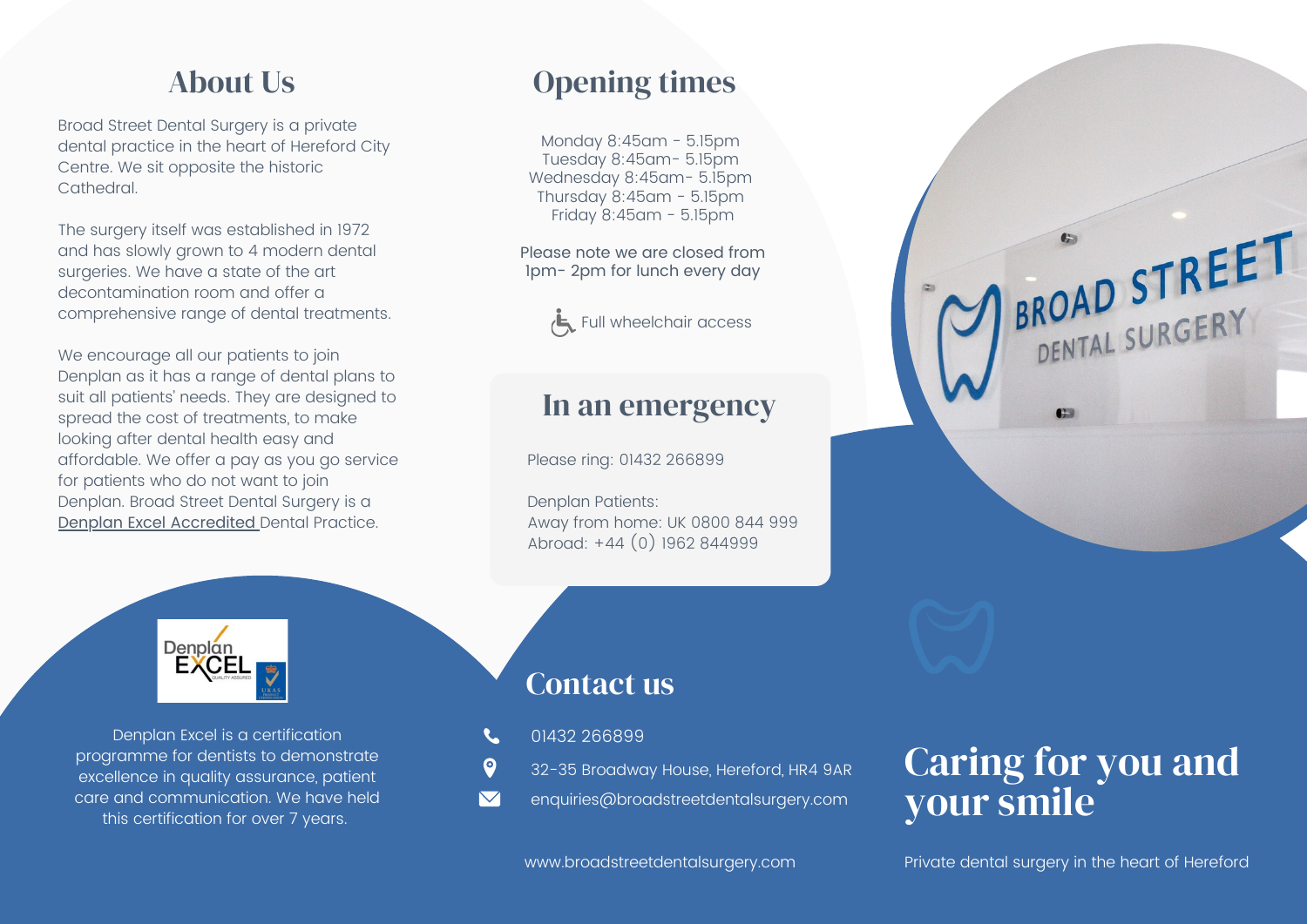## About Us

Broad Street Dental Surgery is a private dental practice in the heart of Hereford City Centre. We sit opposite the historic Cathedral.

The surgery itself was established in 1972 and has slowly grown to 4 modern dental surgeries. We have a state of the art decontamination room and offer a comprehensive range of dental treatments.

We encourage all our patients to join Denplan as it has a range of dental plans to suit all patients' needs. They are designed to spread the cost of treatments, to make looking after dental health easy and affordable. We offer a pay as you go service for patients who do not want to join Denplan. Broad Street Dental Surgery is a Denplan Excel Accredited Dental Practice.

Denplan Excel is a certification programme for dentists to demonstrate excellence in quality assurance, patient care and communication. We have held this certification for over 7 years.

## Opening times

Monday 8:45am - 5.15pm
Tuesday 8:45am- 5.15pm
Wednesday 8:45am- 5.15pm
Thursday 8:45am - 5.15pm
Friday 8:45am - 5.15pm

Please note we are closed from 1pm- 2pm for lunch every day

Full wheelchair access

## In an emergency

Please ring: 01432 266899

Denplan Patients:
Away from home: UK 0800 844 999
Abroad: +44 (0) 1962 844999

## Contact us

01432 266899

32-35 Broadway House, Hereford, HR4 9AR

enquiries@broadstreetdentalsurgery.com

www.broadstreetdentalsurgery.com

# Caring for you and your smile

Private dental surgery in the heart of Hereford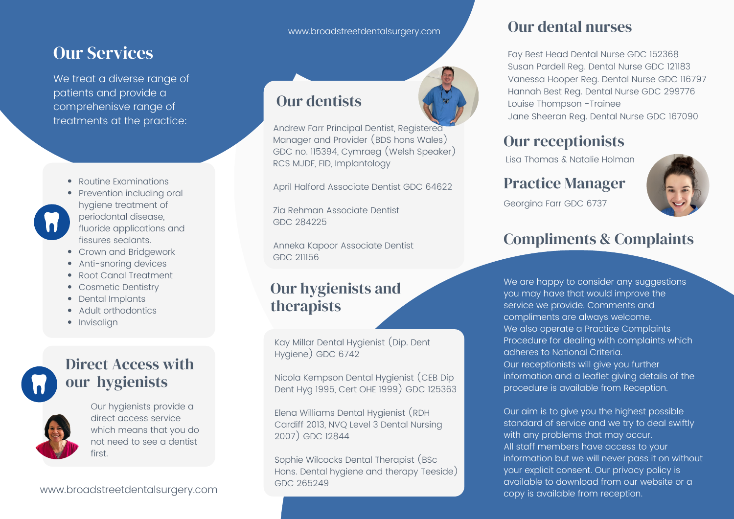## Our Services

We treat a diverse range of patients and provide a comprehenisve range of treatments at the practice:

- Routine Examinations
- Prevention including oral hygiene treatment of periodontal disease, fluoride applications and fissures sealants.
- Crown and Bridgework
- Anti-snoring devices
- Root Canal Treatment
- Cosmetic Dentistry
- Dental Implants
- Adult orthodontics
- Invisalign

## Direct Access with our hygienists

Our hygienists provide a direct access service which means that you do not need to see a dentist first.

www.broadstreetdentalsurgery.com

## Our dentists

Andrew Farr Principal Dentist, Registered Manager and Provider (BDS hons Wales) GDC no. 115394, Cymraeg (Welsh Speaker) RCS MJDF, FID, Implantology

April Halford Associate Dentist GDC 64622

Zia Rehman Associate Dentist GDC 284225

Anneka Kapoor Associate Dentist GDC 211156

## Our hygienists and therapists

Kay Millar Dental Hygienist (Dip. Dent Hygiene) GDC 6742

Nicola Kempson Dental Hygienist (CEB Dip Dent Hyg 1995, Cert OHE 1999) GDC 125363

Elena Williams Dental Hygienist (RDH Cardiff 2013, NVQ Level 3 Dental Nursing 2007) GDC 12844

Sophie Wilcocks Dental Therapist (BSc Hons. Dental hygiene and therapy Teeside) GDC 265249

## Our dental nurses

Fay Best Head Dental Nurse GDC 152368
Susan Pardell Reg. Dental Nurse GDC 121183
Vanessa Hooper Reg. Dental Nurse GDC 116797
Hannah Best Reg. Dental Nurse GDC 299776
Louise Thompson -Trainee
Jane Sheeran Reg. Dental Nurse GDC 167090

## Our receptionists

Lisa Thomas & Natalie Holman

## Practice Manager

Georgina Farr GDC 6737

## Compliments & Complaints

We are happy to consider any suggestions you may have that would improve the service we provide. Comments and compliments are always welcome.
We also operate a Practice Complaints Procedure for dealing with complaints which adheres to National Criteria.
Our receptionists will give you further information and a leaflet giving details of the procedure is available from Reception.

Our aim is to give you the highest possible standard of service and we try to deal swiftly with any problems that may occur.
All staff members have access to your information but we will never pass it on without your explicit consent. Our privacy policy is available to download from our website or a copy is available from reception.